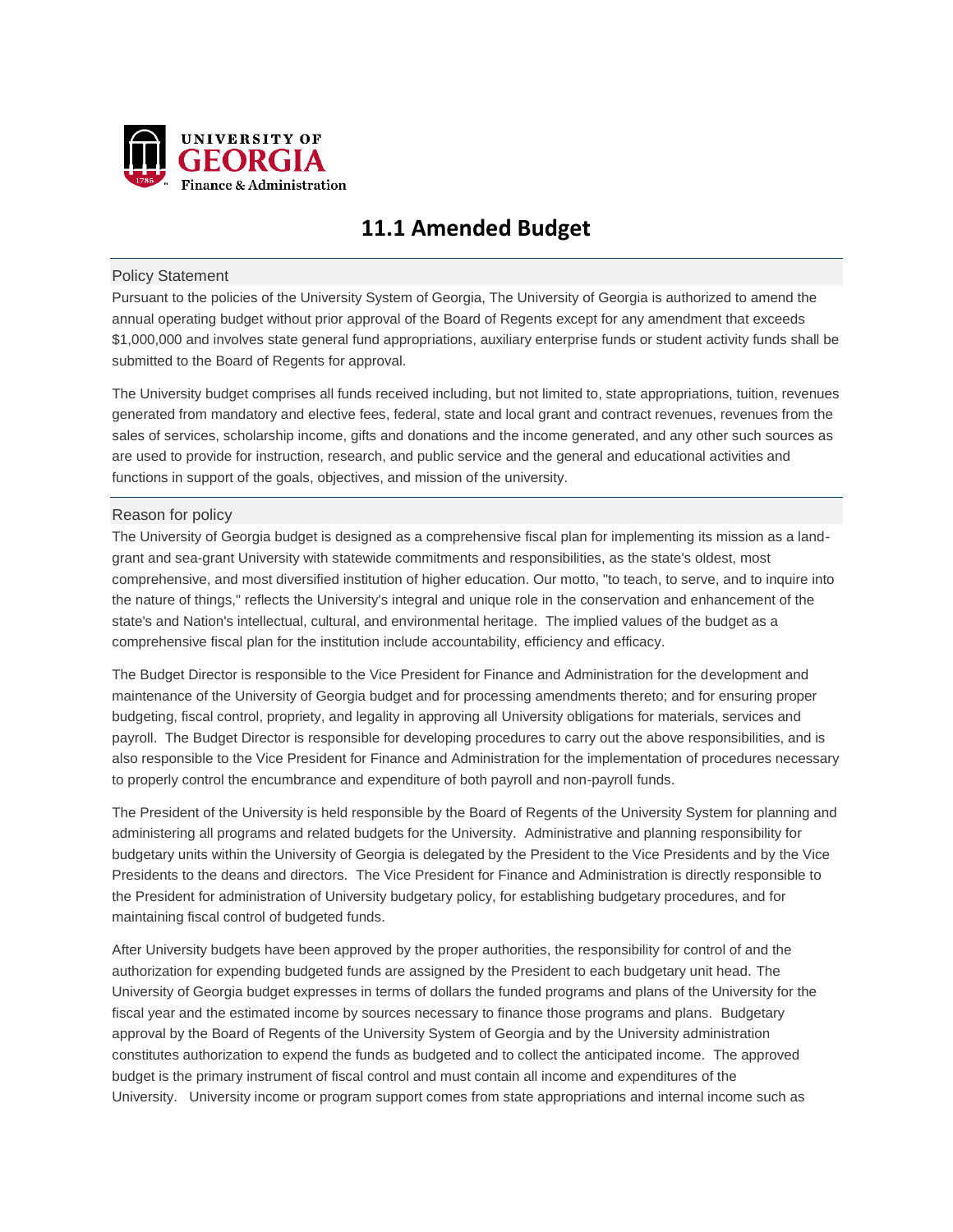UNIVERSITY OF GEORGIA
Finance & Administration

# 11.1 Amended Budget

## Policy Statement

Pursuant to the policies of the University System of Georgia, The University of Georgia is authorized to amend the annual operating budget without prior approval of the Board of Regents except for any amendment that exceeds $1,000,000 and involves state general fund appropriations, auxiliary enterprise funds or student activity funds shall be submitted to the Board of Regents for approval.

The University budget comprises all funds received including, but not limited to, state appropriations, tuition, revenues generated from mandatory and elective fees, federal, state and local grant and contract revenues, revenues from the sales of services, scholarship income, gifts and donations and the income generated, and any other such sources as are used to provide for instruction, research, and public service and the general and educational activities and functions in support of the goals, objectives, and mission of the university.

## Reason for policy

The University of Georgia budget is designed as a comprehensive fiscal plan for implementing its mission as a land-grant and sea-grant University with statewide commitments and responsibilities, as the state's oldest, most comprehensive, and most diversified institution of higher education. Our motto, "to teach, to serve, and to inquire into the nature of things," reflects the University's integral and unique role in the conservation and enhancement of the state's and Nation's intellectual, cultural, and environmental heritage. The implied values of the budget as a comprehensive fiscal plan for the institution include accountability, efficiency and efficacy.

The Budget Director is responsible to the Vice President for Finance and Administration for the development and maintenance of the University of Georgia budget and for processing amendments thereto; and for ensuring proper budgeting, fiscal control, propriety, and legality in approving all University obligations for materials, services and payroll. The Budget Director is responsible for developing procedures to carry out the above responsibilities, and is also responsible to the Vice President for Finance and Administration for the implementation of procedures necessary to properly control the encumbrance and expenditure of both payroll and non-payroll funds.

The President of the University is held responsible by the Board of Regents of the University System for planning and administering all programs and related budgets for the University. Administrative and planning responsibility for budgetary units within the University of Georgia is delegated by the President to the Vice Presidents and by the Vice Presidents to the deans and directors. The Vice President for Finance and Administration is directly responsible to the President for administration of University budgetary policy, for establishing budgetary procedures, and for maintaining fiscal control of budgeted funds.

After University budgets have been approved by the proper authorities, the responsibility for control of and the authorization for expending budgeted funds are assigned by the President to each budgetary unit head. The University of Georgia budget expresses in terms of dollars the funded programs and plans of the University for the fiscal year and the estimated income by sources necessary to finance those programs and plans. Budgetary approval by the Board of Regents of the University System of Georgia and by the University administration constitutes authorization to expend the funds as budgeted and to collect the anticipated income. The approved budget is the primary instrument of fiscal control and must contain all income and expenditures of the University. University income or program support comes from state appropriations and internal income such as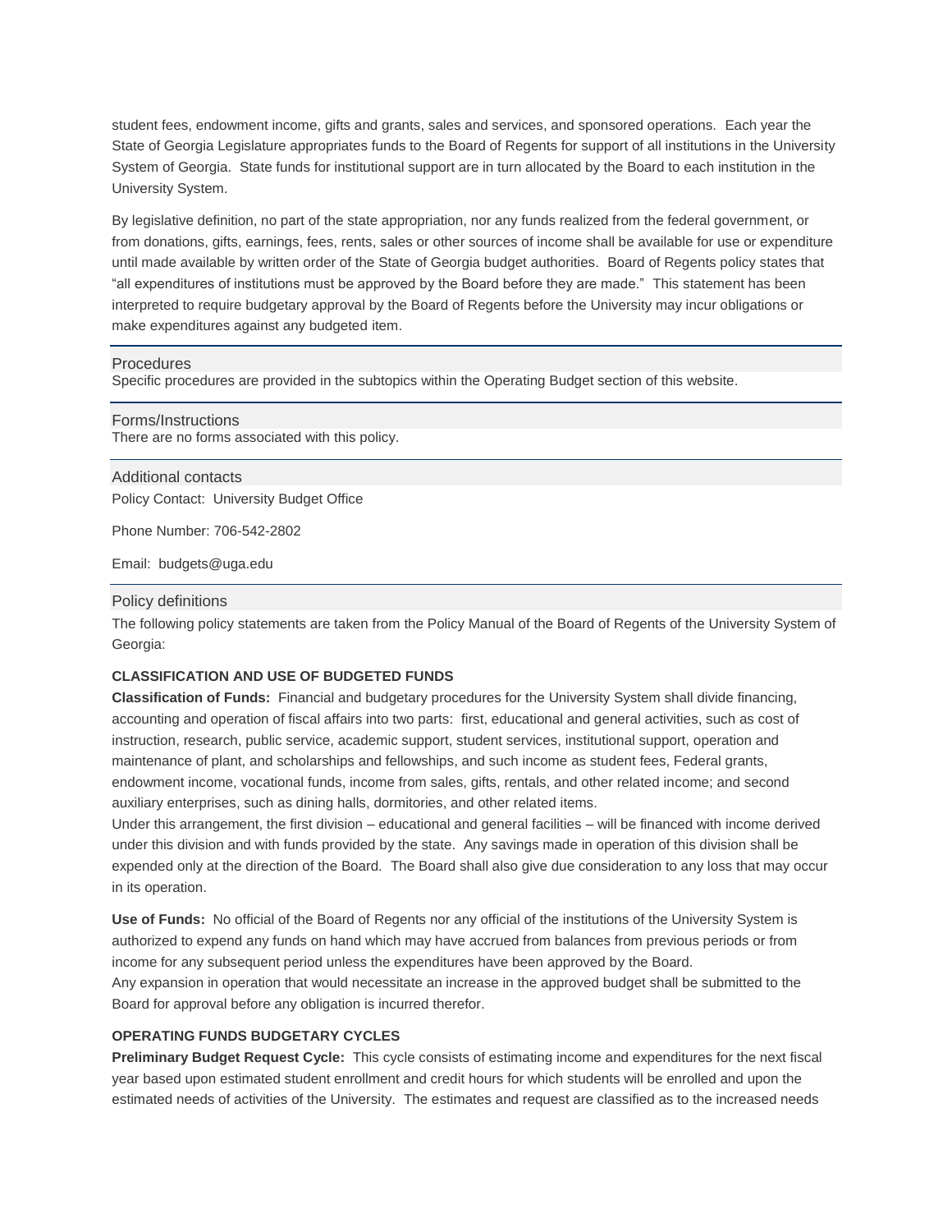student fees, endowment income, gifts and grants, sales and services, and sponsored operations. Each year the State of Georgia Legislature appropriates funds to the Board of Regents for support of all institutions in the University System of Georgia. State funds for institutional support are in turn allocated by the Board to each institution in the University System.

By legislative definition, no part of the state appropriation, nor any funds realized from the federal government, or from donations, gifts, earnings, fees, rents, sales or other sources of income shall be available for use or expenditure until made available by written order of the State of Georgia budget authorities. Board of Regents policy states that "all expenditures of institutions must be approved by the Board before they are made." This statement has been interpreted to require budgetary approval by the Board of Regents before the University may incur obligations or make expenditures against any budgeted item.

## Procedures

Specific procedures are provided in the subtopics within the Operating Budget section of this website.

## Forms/Instructions

There are no forms associated with this policy.

## Additional contacts

Policy Contact: University Budget Office

Phone Number: 706-542-2802

Email: budgets@uga.edu

## Policy definitions

The following policy statements are taken from the Policy Manual of the Board of Regents of the University System of Georgia:

**CLASSIFICATION AND USE OF BUDGETED FUNDS**

**Classification of Funds:** Financial and budgetary procedures for the University System shall divide financing, accounting and operation of fiscal affairs into two parts: first, educational and general activities, such as cost of instruction, research, public service, academic support, student services, institutional support, operation and maintenance of plant, and scholarships and fellowships, and such income as student fees, Federal grants, endowment income, vocational funds, income from sales, gifts, rentals, and other related income; and second auxiliary enterprises, such as dining halls, dormitories, and other related items.

Under this arrangement, the first division – educational and general facilities – will be financed with income derived under this division and with funds provided by the state. Any savings made in operation of this division shall be expended only at the direction of the Board. The Board shall also give due consideration to any loss that may occur in its operation.

**Use of Funds:** No official of the Board of Regents nor any official of the institutions of the University System is authorized to expend any funds on hand which may have accrued from balances from previous periods or from income for any subsequent period unless the expenditures have been approved by the Board.

Any expansion in operation that would necessitate an increase in the approved budget shall be submitted to the Board for approval before any obligation is incurred therefor.

**OPERATING FUNDS BUDGETARY CYCLES**

**Preliminary Budget Request Cycle:** This cycle consists of estimating income and expenditures for the next fiscal year based upon estimated student enrollment and credit hours for which students will be enrolled and upon the estimated needs of activities of the University. The estimates and request are classified as to the increased needs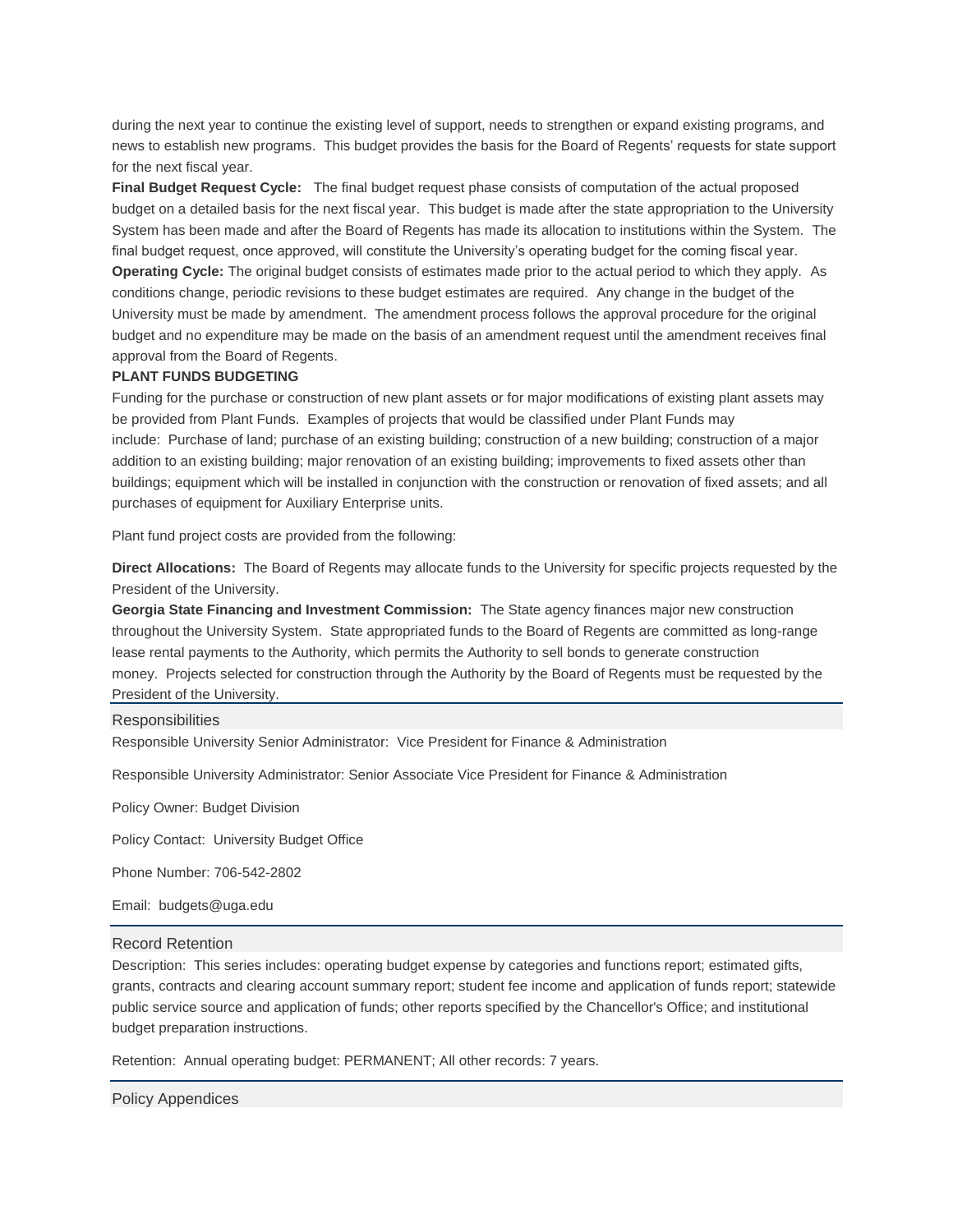during the next year to continue the existing level of support, needs to strengthen or expand existing programs, and news to establish new programs.  This budget provides the basis for the Board of Regents' requests for state support for the next fiscal year.

**Final Budget Request Cycle:**   The final budget request phase consists of computation of the actual proposed budget on a detailed basis for the next fiscal year.  This budget is made after the state appropriation to the University System has been made and after the Board of Regents has made its allocation to institutions within the System.  The final budget request, once approved, will constitute the University's operating budget for the coming fiscal year.

**Operating Cycle:** The original budget consists of estimates made prior to the actual period to which they apply.  As conditions change, periodic revisions to these budget estimates are required.  Any change in the budget of the University must be made by amendment.  The amendment process follows the approval procedure for the original budget and no expenditure may be made on the basis of an amendment request until the amendment receives final approval from the Board of Regents.

**PLANT FUNDS BUDGETING**

Funding for the purchase or construction of new plant assets or for major modifications of existing plant assets may be provided from Plant Funds.  Examples of projects that would be classified under Plant Funds may include:  Purchase of land; purchase of an existing building; construction of a new building; construction of a major addition to an existing building; major renovation of an existing building; improvements to fixed assets other than buildings; equipment which will be installed in conjunction with the construction or renovation of fixed assets; and all purchases of equipment for Auxiliary Enterprise units.

Plant fund project costs are provided from the following:

**Direct Allocations:**  The Board of Regents may allocate funds to the University for specific projects requested by the President of the University.

**Georgia State Financing and Investment Commission:**  The State agency finances major new construction throughout the University System.  State appropriated funds to the Board of Regents are committed as long-range lease rental payments to the Authority, which permits the Authority to sell bonds to generate construction money.  Projects selected for construction through the Authority by the Board of Regents must be requested by the President of the University.

## Responsibilities

Responsible University Senior Administrator:  Vice President for Finance & Administration

Responsible University Administrator: Senior Associate Vice President for Finance & Administration

Policy Owner: Budget Division

Policy Contact:  University Budget Office

Phone Number: 706-542-2802

Email:  budgets@uga.edu

## Record Retention

Description:  This series includes: operating budget expense by categories and functions report; estimated gifts, grants, contracts and clearing account summary report; student fee income and application of funds report; statewide public service source and application of funds; other reports specified by the Chancellor's Office; and institutional budget preparation instructions.

Retention:  Annual operating budget: PERMANENT; All other records: 7 years.

## Policy Appendices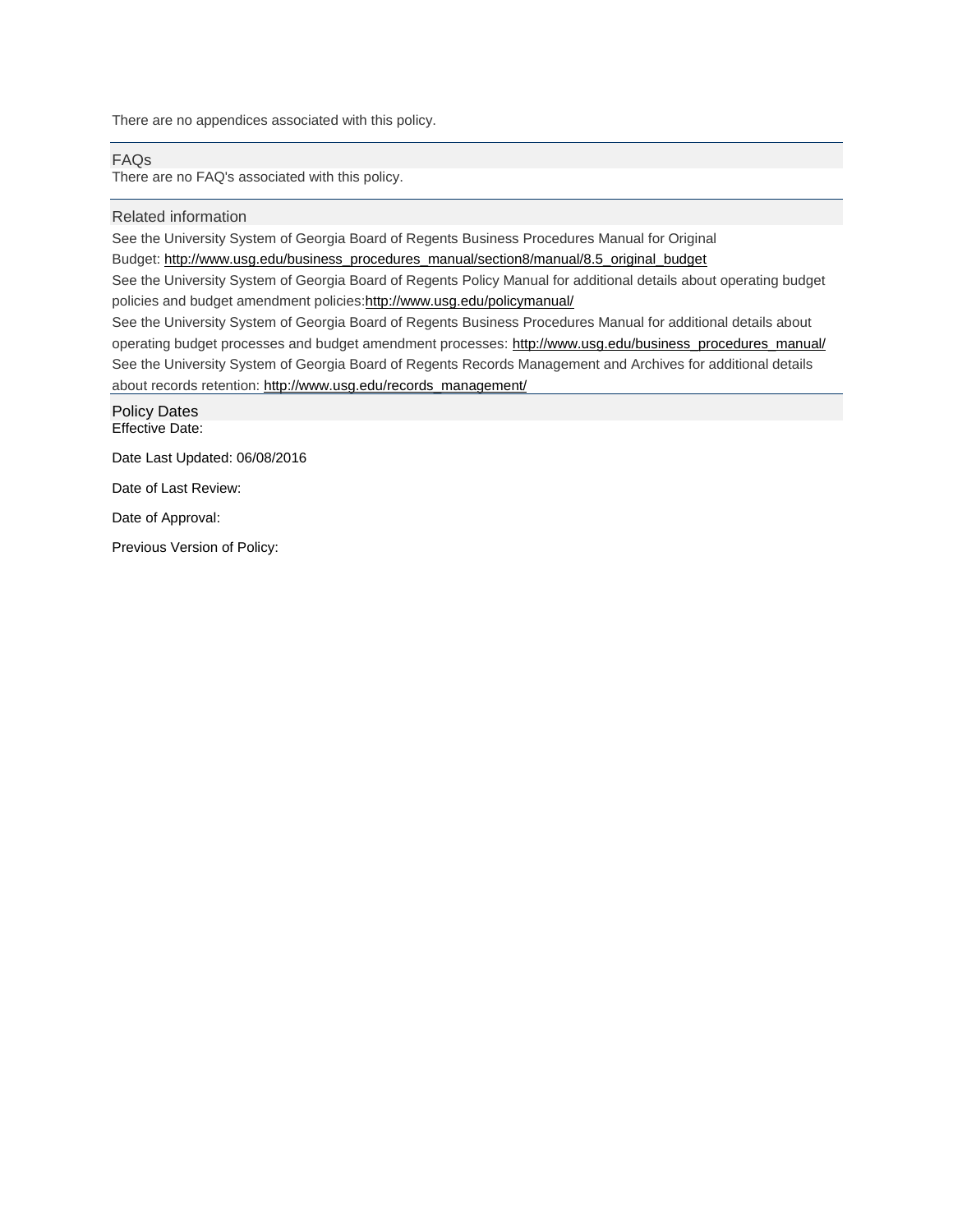There are no appendices associated with this policy.

## FAQs

There are no FAQ's associated with this policy.

## Related information

See the University System of Georgia Board of Regents Business Procedures Manual for Original Budget: http://www.usg.edu/business_procedures_manual/section8/manual/8.5_original_budget

See the University System of Georgia Board of Regents Policy Manual for additional details about operating budget policies and budget amendment policies:http://www.usg.edu/policymanual/

See the University System of Georgia Board of Regents Business Procedures Manual for additional details about operating budget processes and budget amendment processes: http://www.usg.edu/business_procedures_manual/

See the University System of Georgia Board of Regents Records Management and Archives for additional details about records retention: http://www.usg.edu/records_management/

## Policy Dates

Effective Date:

Date Last Updated: 06/08/2016

Date of Last Review:

Date of Approval:

Previous Version of Policy: